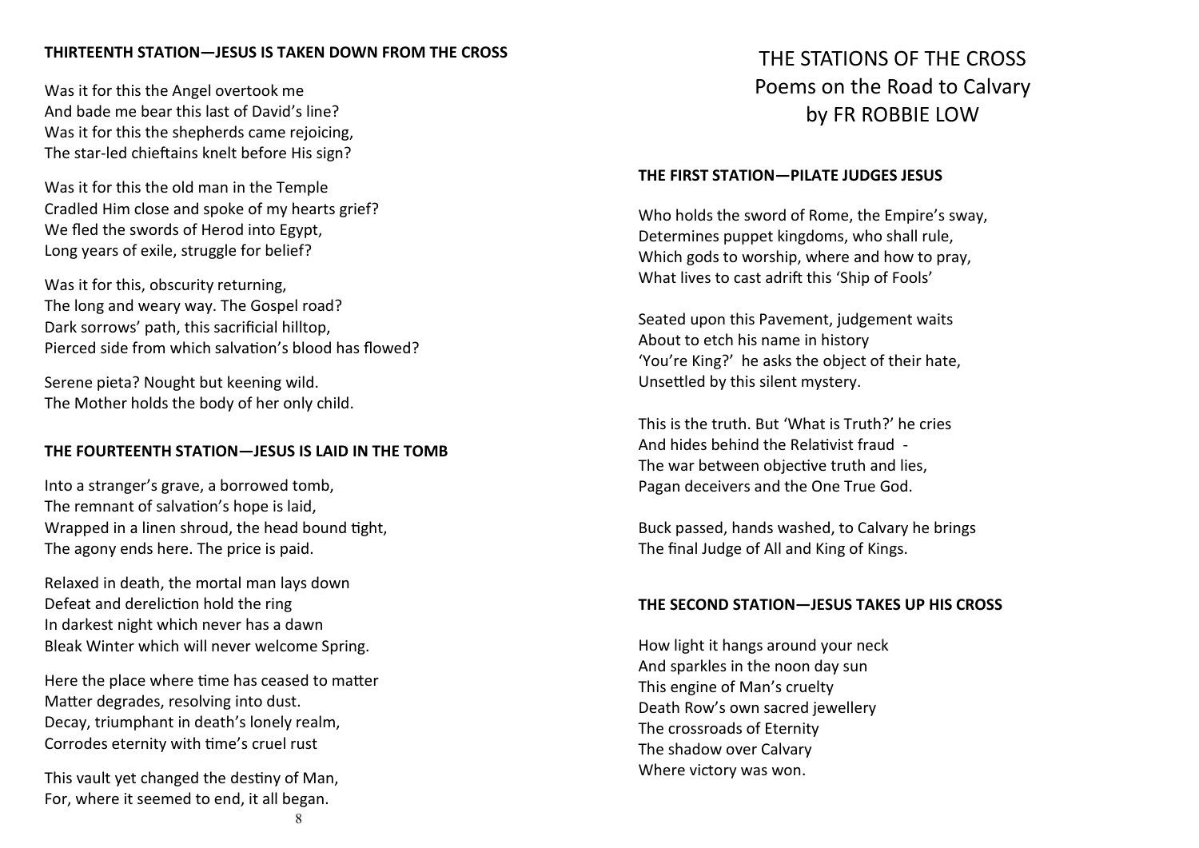### THIRTEENTH STATION—JESUS IS TAKEN DOWN FROM THE CROSS

Was it for this the Angel overtook me
And bade me bear this last of David's line?
Was it for this the shepherds came rejoicing,
The star-led chieftains knelt before His sign?

Was it for this the old man in the Temple
Cradled Him close and spoke of my hearts grief?
We fled the swords of Herod into Egypt,
Long years of exile, struggle for belief?

Was it for this, obscurity returning,
The long and weary way. The Gospel road?
Dark sorrows' path, this sacrificial hilltop,
Pierced side from which salvation's blood has flowed?

Serene pieta? Nought but keening wild.
The Mother holds the body of her only child.

### THE FOURTEENTH STATION—JESUS IS LAID IN THE TOMB

Into a stranger's grave, a borrowed tomb,
The remnant of salvation's hope is laid,
Wrapped in a linen shroud, the head bound tight,
The agony ends here. The price is paid.

Relaxed in death, the mortal man lays down
Defeat and dereliction hold the ring
In darkest night which never has a dawn
Bleak Winter which will never welcome Spring.

Here the place where time has ceased to matter
Matter degrades, resolving into dust.
Decay, triumphant in death's lonely realm,
Corrodes eternity with time's cruel rust

This vault yet changed the destiny of Man,
For, where it seemed to end, it all began.

# THE STATIONS OF THE CROSS
## Poems on the Road to Calvary
## by FR ROBBIE LOW

### THE FIRST STATION—PILATE JUDGES JESUS

Who holds the sword of Rome, the Empire's sway,
Determines puppet kingdoms, who shall rule,
Which gods to worship, where and how to pray,
What lives to cast adrift this 'Ship of Fools'

Seated upon this Pavement, judgement waits
About to etch his name in history
'You're King?' he asks the object of their hate,
Unsettled by this silent mystery.

This is the truth. But 'What is Truth?' he cries
And hides behind the Relativist fraud -
The war between objective truth and lies,
Pagan deceivers and the One True God.

Buck passed, hands washed, to Calvary he brings
The final Judge of All and King of Kings.

### THE SECOND STATION—JESUS TAKES UP HIS CROSS

How light it hangs around your neck
And sparkles in the noon day sun
This engine of Man's cruelty
Death Row's own sacred jewellery
The crossroads of Eternity
The shadow over Calvary
Where victory was won.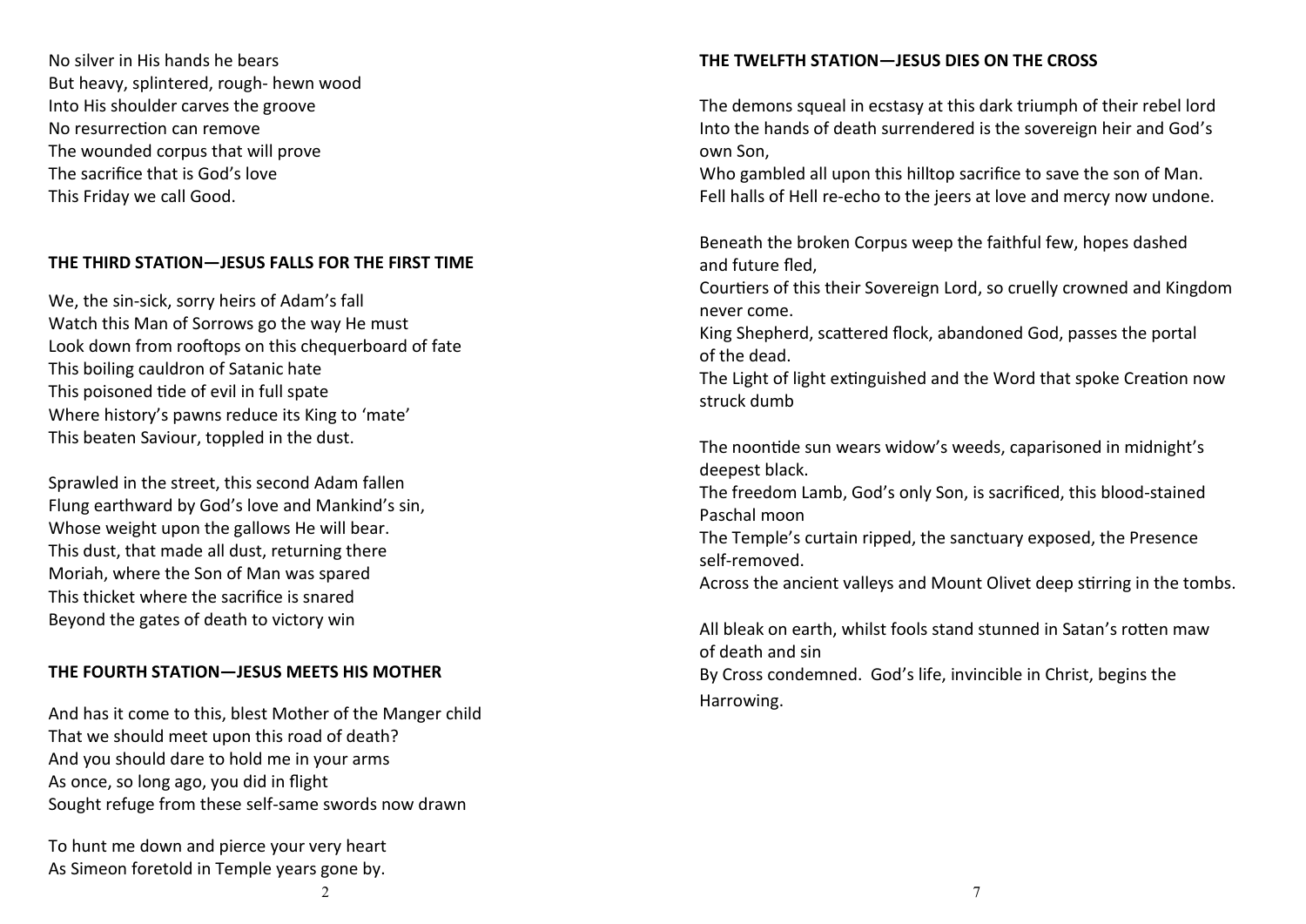No silver in His hands he bears
But heavy, splintered, rough- hewn wood
Into His shoulder carves the groove
No resurrection can remove
The wounded corpus that will prove
The sacrifice that is God's love
This Friday we call Good.

## THE THIRD STATION—JESUS FALLS FOR THE FIRST TIME

We, the sin-sick, sorry heirs of Adam's fall
Watch this Man of Sorrows go the way He must
Look down from rooftops on this chequerboard of fate
This boiling cauldron of Satanic hate
This poisoned tide of evil in full spate
Where history's pawns reduce its King to 'mate'
This beaten Saviour, toppled in the dust.

Sprawled in the street, this second Adam fallen
Flung earthward by God's love and Mankind's sin,
Whose weight upon the gallows He will bear.
This dust, that made all dust, returning there
Moriah, where the Son of Man was spared
This thicket where the sacrifice is snared
Beyond the gates of death to victory win

## THE FOURTH STATION—JESUS MEETS HIS MOTHER

And has it come to this, blest Mother of the Manger child
That we should meet upon this road of death?
And you should dare to hold me in your arms
As once, so long ago, you did in flight
Sought refuge from these self-same swords now drawn

To hunt me down and pierce your very heart
As Simeon foretold in Temple years gone by.

## THE TWELFTH STATION—JESUS DIES ON THE CROSS

The demons squeal in ecstasy at this dark triumph of their rebel lord
Into the hands of death surrendered is the sovereign heir and God's own Son,
Who gambled all upon this hilltop sacrifice to save the son of Man.
Fell halls of Hell re-echo to the jeers at love and mercy now undone.

Beneath the broken Corpus weep the faithful few, hopes dashed and future fled,
Courtiers of this their Sovereign Lord, so cruelly crowned and Kingdom never come.
King Shepherd, scattered flock, abandoned God, passes the portal of the dead.
The Light of light extinguished and the Word that spoke Creation now struck dumb

The noontide sun wears widow's weeds, caparisoned in midnight's deepest black.
The freedom Lamb, God's only Son, is sacrificed, this blood-stained Paschal moon
The Temple's curtain ripped, the sanctuary exposed, the Presence self-removed.
Across the ancient valleys and Mount Olivet deep stirring in the tombs.

All bleak on earth, whilst fools stand stunned in Satan's rotten maw of death and sin
By Cross condemned. God's life, invincible in Christ, begins the Harrowing.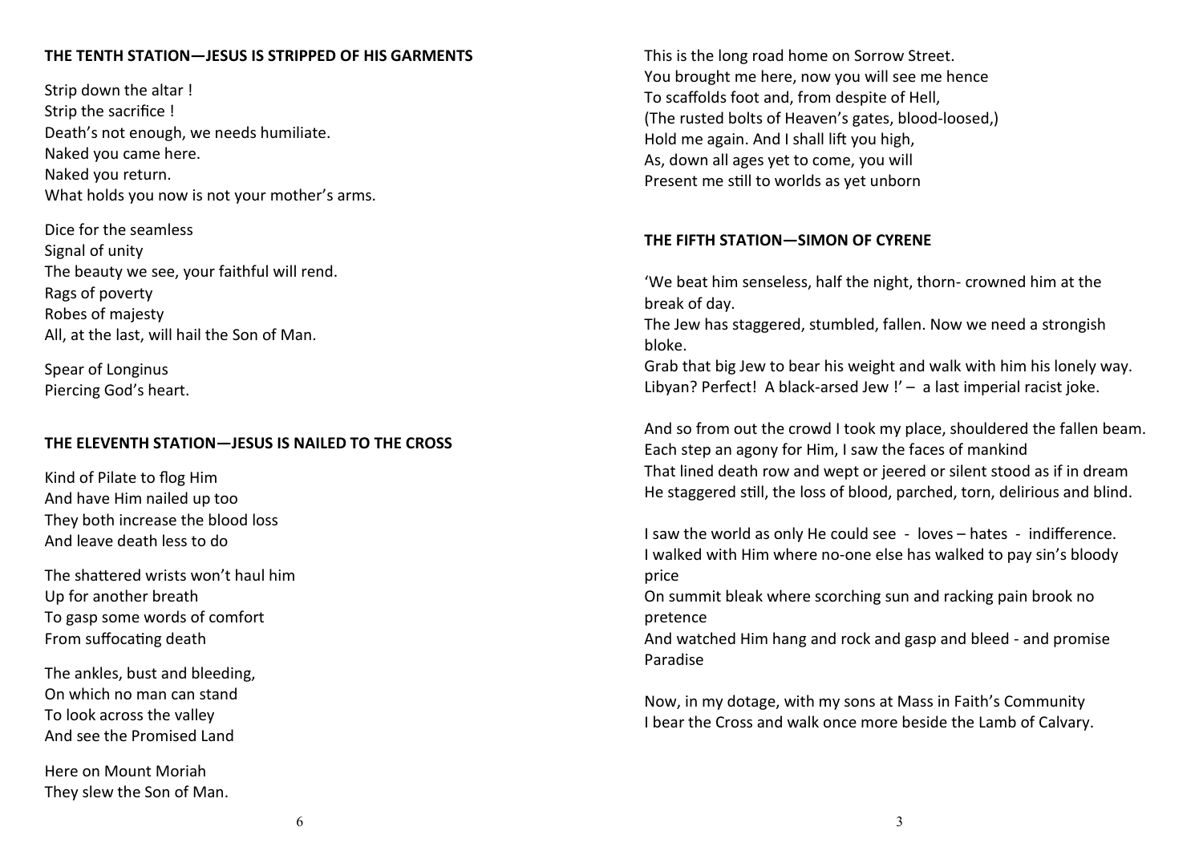## THE TENTH STATION—JESUS IS STRIPPED OF HIS GARMENTS

Strip down the altar !
Strip the sacrifice !
Death's not enough, we needs humiliate.
Naked you came here.
Naked you return.
What holds you now is not your mother's arms.

Dice for the seamless
Signal of unity
The beauty we see, your faithful will rend.
Rags of poverty
Robes of majesty
All, at the last, will hail the Son of Man.

Spear of Longinus
Piercing God's heart.

## THE ELEVENTH STATION—JESUS IS NAILED TO THE CROSS

Kind of Pilate to flog Him
And have Him nailed up too
They both increase the blood loss
And leave death less to do

The shattered wrists won't haul him
Up for another breath
To gasp some words of comfort
From suffocating death

The ankles, bust and bleeding,
On which no man can stand
To look across the valley
And see the Promised Land

Here on Mount Moriah
They slew the Son of Man.

This is the long road home on Sorrow Street.
You brought me here, now you will see me hence
To scaffolds foot and, from despite of Hell,
(The rusted bolts of Heaven's gates, blood-loosed,)
Hold me again. And I shall lift you high,
As, down all ages yet to come, you will
Present me still to worlds as yet unborn

## THE FIFTH STATION—SIMON OF CYRENE

'We beat him senseless, half the night, thorn- crowned him at the break of day.
The Jew has staggered, stumbled, fallen. Now we need a strongish bloke.
Grab that big Jew to bear his weight and walk with him his lonely way.
Libyan? Perfect! A black-arsed Jew !' – a last imperial racist joke.

And so from out the crowd I took my place, shouldered the fallen beam.
Each step an agony for Him, I saw the faces of mankind
That lined death row and wept or jeered or silent stood as if in dream
He staggered still, the loss of blood, parched, torn, delirious and blind.

I saw the world as only He could see - loves – hates - indifference.
I walked with Him where no-one else has walked to pay sin's bloody price
On summit bleak where scorching sun and racking pain brook no pretence
And watched Him hang and rock and gasp and bleed - and promise Paradise

Now, in my dotage, with my sons at Mass in Faith's Community
I bear the Cross and walk once more beside the Lamb of Calvary.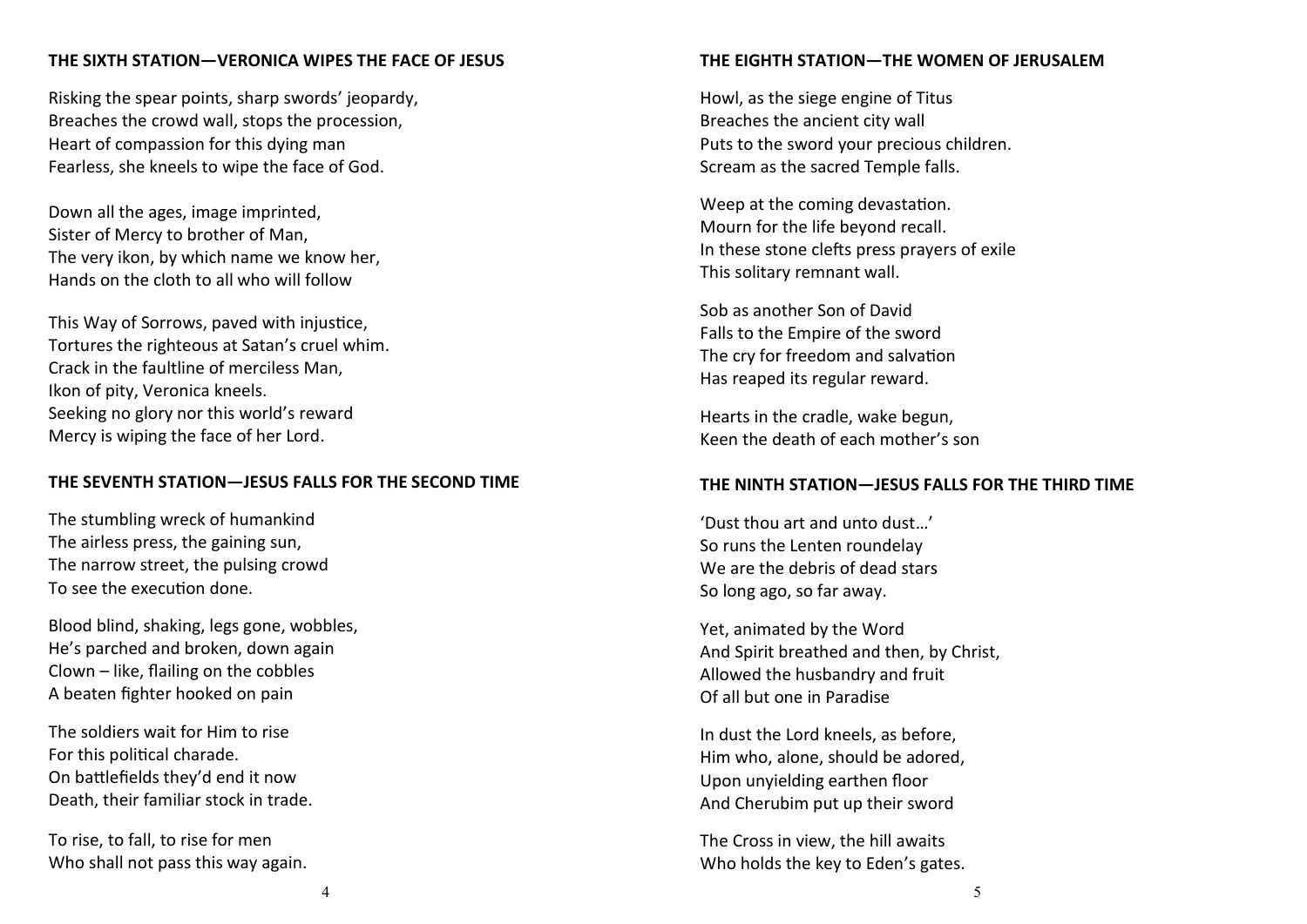## THE SIXTH STATION—VERONICA WIPES THE FACE OF JESUS

Risking the spear points, sharp swords' jeopardy,
Breaches the crowd wall, stops the procession,
Heart of compassion for this dying man
Fearless, she kneels to wipe the face of God.

Down all the ages, image imprinted,
Sister of Mercy to brother of Man,
The very ikon, by which name we know her,
Hands on the cloth to all who will follow

This Way of Sorrows, paved with injustice,
Tortures the righteous at Satan's cruel whim.
Crack in the faultline of merciless Man,
Ikon of pity, Veronica kneels.
Seeking no glory nor this world's reward
Mercy is wiping the face of her Lord.

## THE SEVENTH STATION—JESUS FALLS FOR THE SECOND TIME

The stumbling wreck of humankind
The airless press, the gaining sun,
The narrow street, the pulsing crowd
To see the execution done.

Blood blind, shaking, legs gone, wobbles,
He's parched and broken, down again
Clown – like, flailing on the cobbles
A beaten fighter hooked on pain

The soldiers wait for Him to rise
For this political charade.
On battlefields they'd end it now
Death, their familiar stock in trade.

To rise, to fall, to rise for men
Who shall not pass this way again.

## THE EIGHTH STATION—THE WOMEN OF JERUSALEM

Howl, as the siege engine of Titus
Breaches the ancient city wall
Puts to the sword your precious children.
Scream as the sacred Temple falls.

Weep at the coming devastation.
Mourn for the life beyond recall.
In these stone clefts press prayers of exile
This solitary remnant wall.

Sob as another Son of David
Falls to the Empire of the sword
The cry for freedom and salvation
Has reaped its regular reward.

Hearts in the cradle, wake begun,
Keen the death of each mother's son

## THE NINTH STATION—JESUS FALLS FOR THE THIRD TIME

'Dust thou art and unto dust…'
So runs the Lenten roundelay
We are the debris of dead stars
So long ago, so far away.

Yet, animated by the Word
And Spirit breathed and then, by Christ,
Allowed the husbandry and fruit
Of all but one in Paradise

In dust the Lord kneels, as before,
Him who, alone, should be adored,
Upon unyielding earthen floor
And Cherubim put up their sword

The Cross in view, the hill awaits
Who holds the key to Eden's gates.